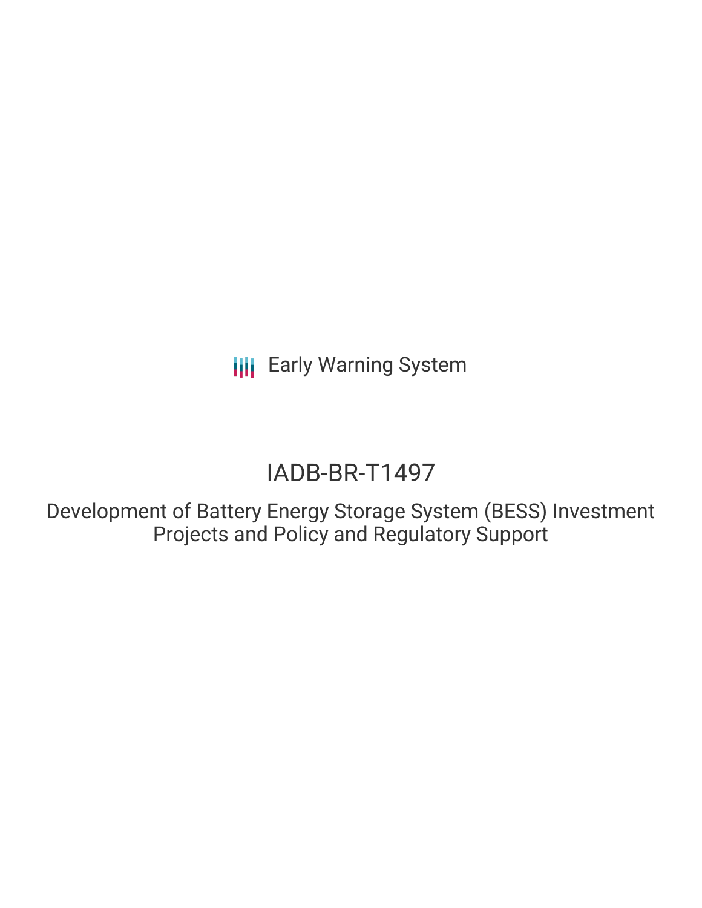Early Warning System

# IADB-BR-T1497

## Development of Battery Energy Storage System (BESS) Investment Projects and Policy and Regulatory Support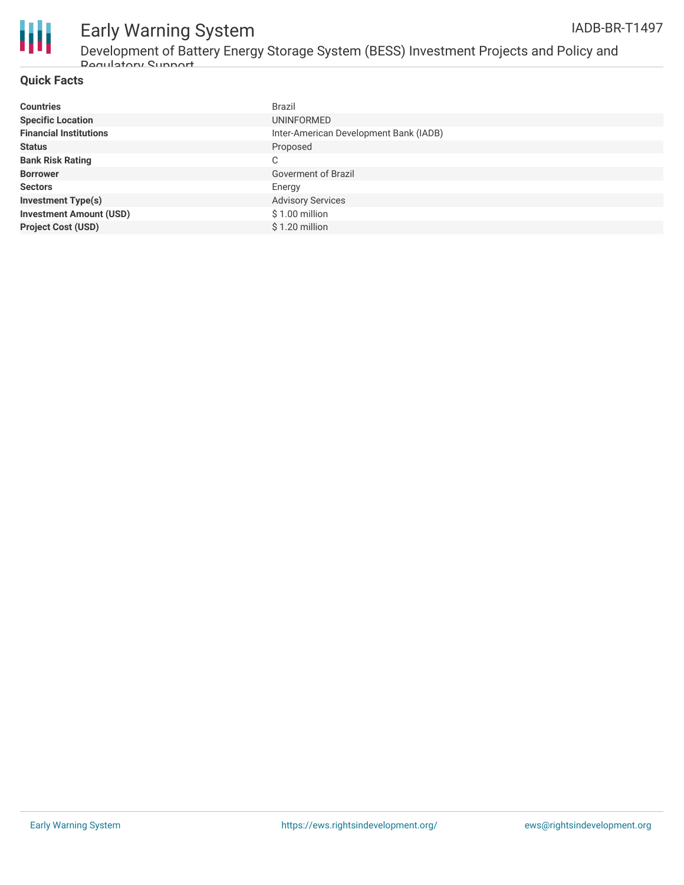## Quick Facts

| | |
|---|---|
| **Countries** | Brazil |
| **Specific Location** | UNINFORMED |
| **Financial Institutions** | Inter-American Development Bank (IADB) |
| **Status** | Proposed |
| **Bank Risk Rating** | C |
| **Borrower** | Goverment of Brazil |
| **Sectors** | Energy |
| **Investment Type(s)** | Advisory Services |
| **Investment Amount (USD)** | $ 1.00 million |
| **Project Cost (USD)** | $ 1.20 million |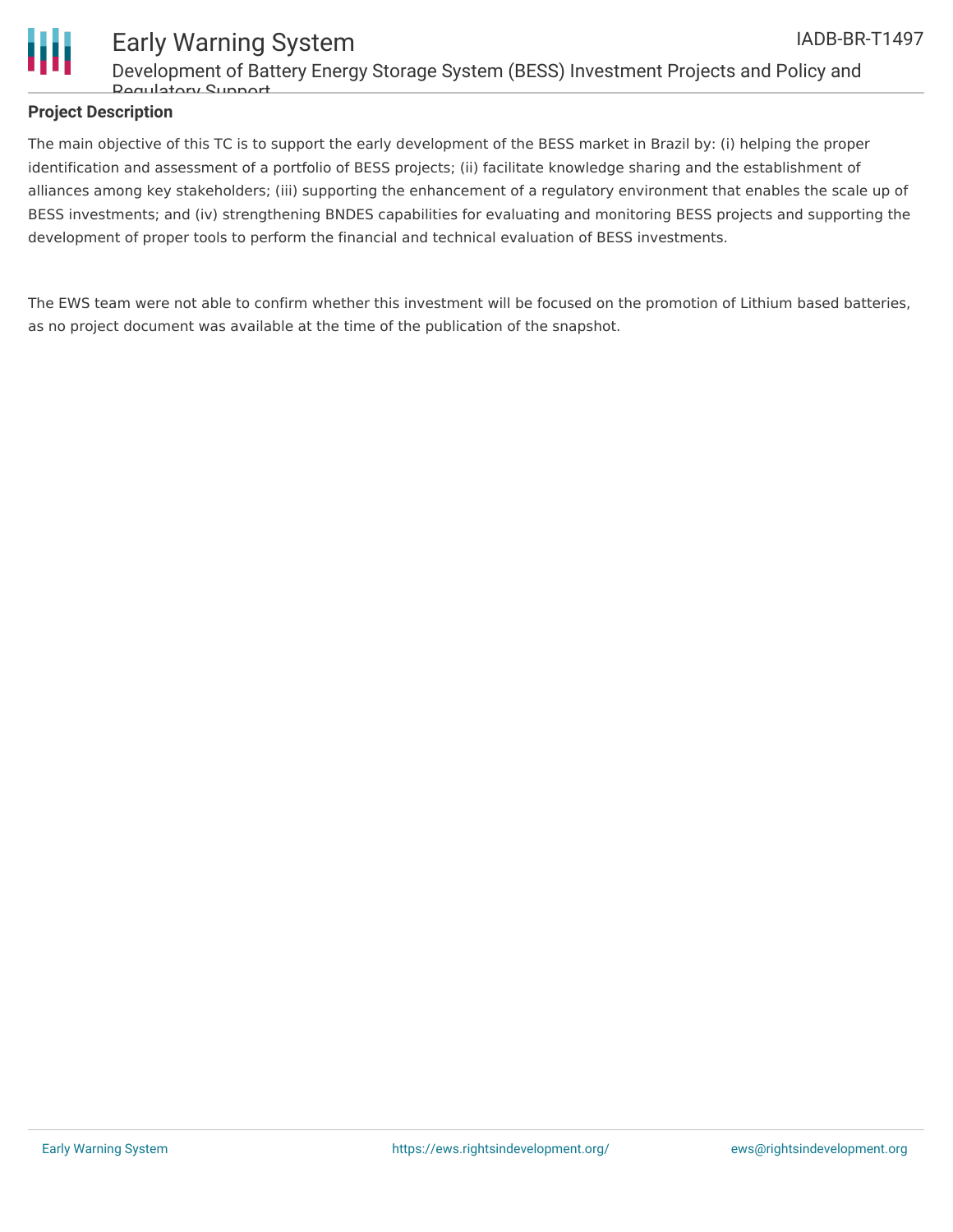## Project Description

The main objective of this TC is to support the early development of the BESS market in Brazil by: (i) helping the proper identification and assessment of a portfolio of BESS projects; (ii) facilitate knowledge sharing and the establishment of alliances among key stakeholders; (iii) supporting the enhancement of a regulatory environment that enables the scale up of BESS investments; and (iv) strengthening BNDES capabilities for evaluating and monitoring BESS projects and supporting the development of proper tools to perform the financial and technical evaluation of BESS investments.

The EWS team were not able to confirm whether this investment will be focused on the promotion of Lithium based batteries, as no project document was available at the time of the publication of the snapshot.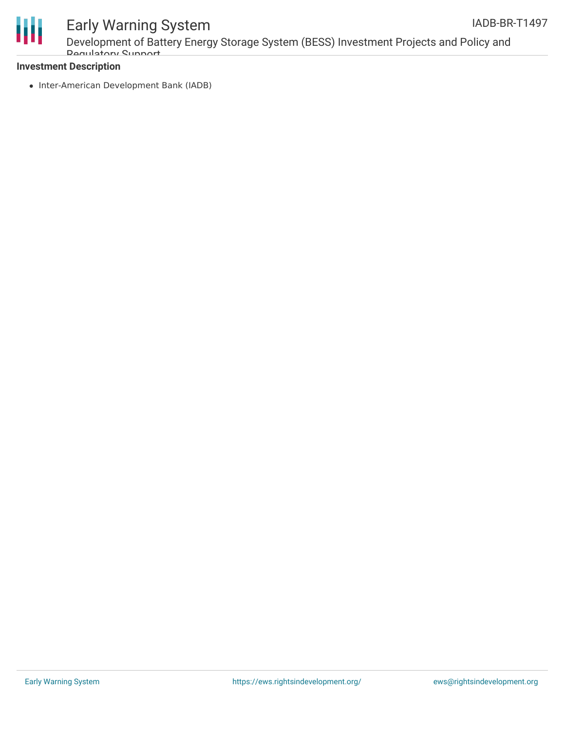**Investment Description**

- Inter-American Development Bank (IADB)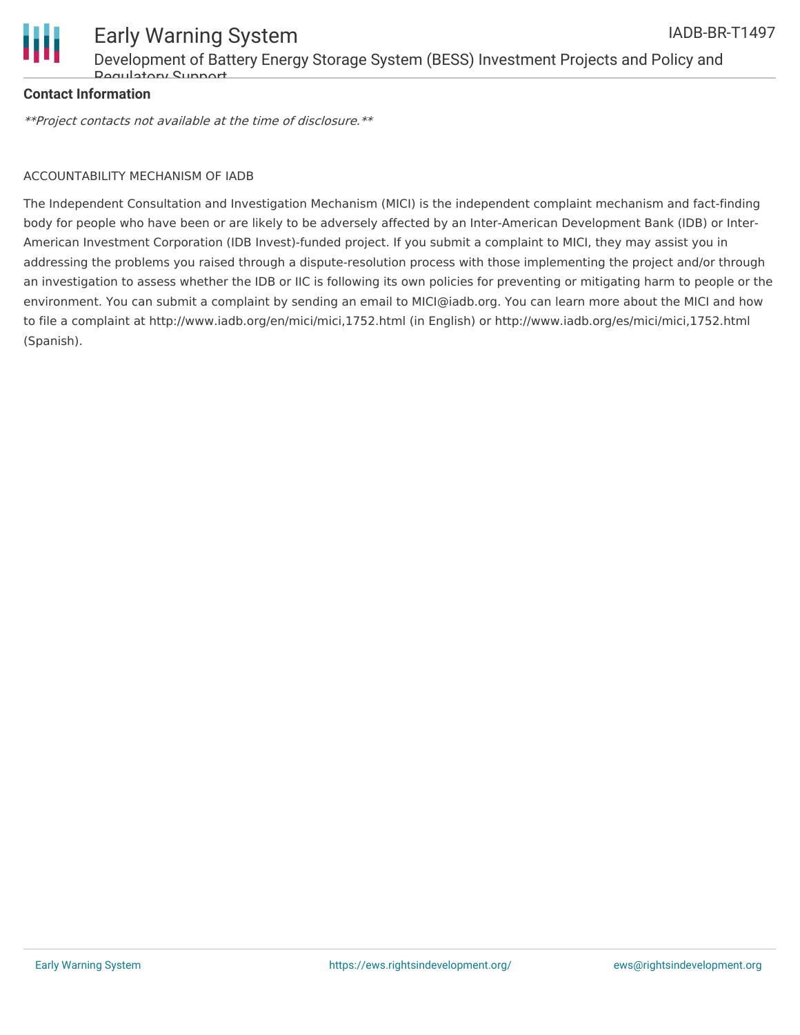**Contact Information**

*\*\*Project contacts not available at the time of disclosure.\*\**

ACCOUNTABILITY MECHANISM OF IADB

The Independent Consultation and Investigation Mechanism (MICI) is the independent complaint mechanism and fact-finding body for people who have been or are likely to be adversely affected by an Inter-American Development Bank (IDB) or Inter-American Investment Corporation (IDB Invest)-funded project. If you submit a complaint to MICI, they may assist you in addressing the problems you raised through a dispute-resolution process with those implementing the project and/or through an investigation to assess whether the IDB or IIC is following its own policies for preventing or mitigating harm to people or the environment. You can submit a complaint by sending an email to MICI@iadb.org. You can learn more about the MICI and how to file a complaint at http://www.iadb.org/en/mici/mici,1752.html (in English) or http://www.iadb.org/es/mici/mici,1752.html (Spanish).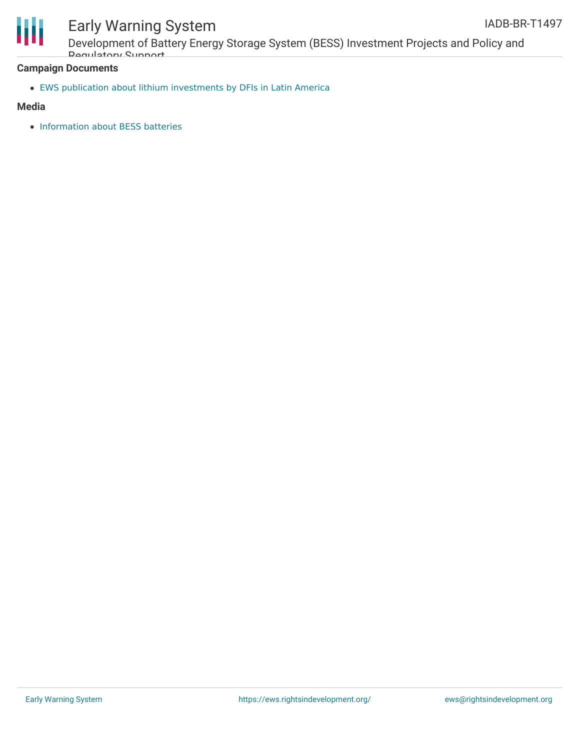**Campaign Documents**

- EWS publication about lithium investments by DFIs in Latin America

**Media**

- Information about BESS batteries